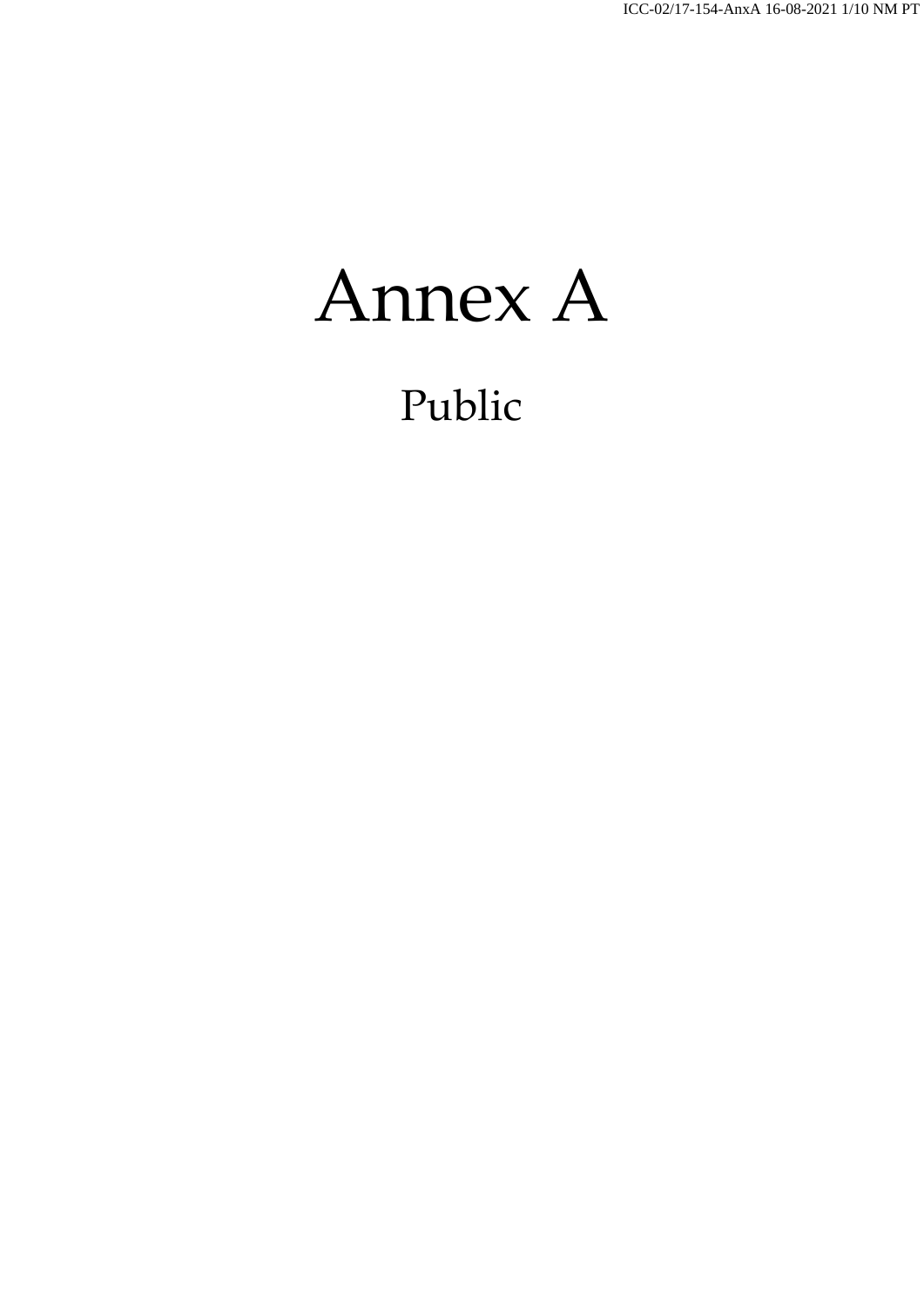# Annex A

Public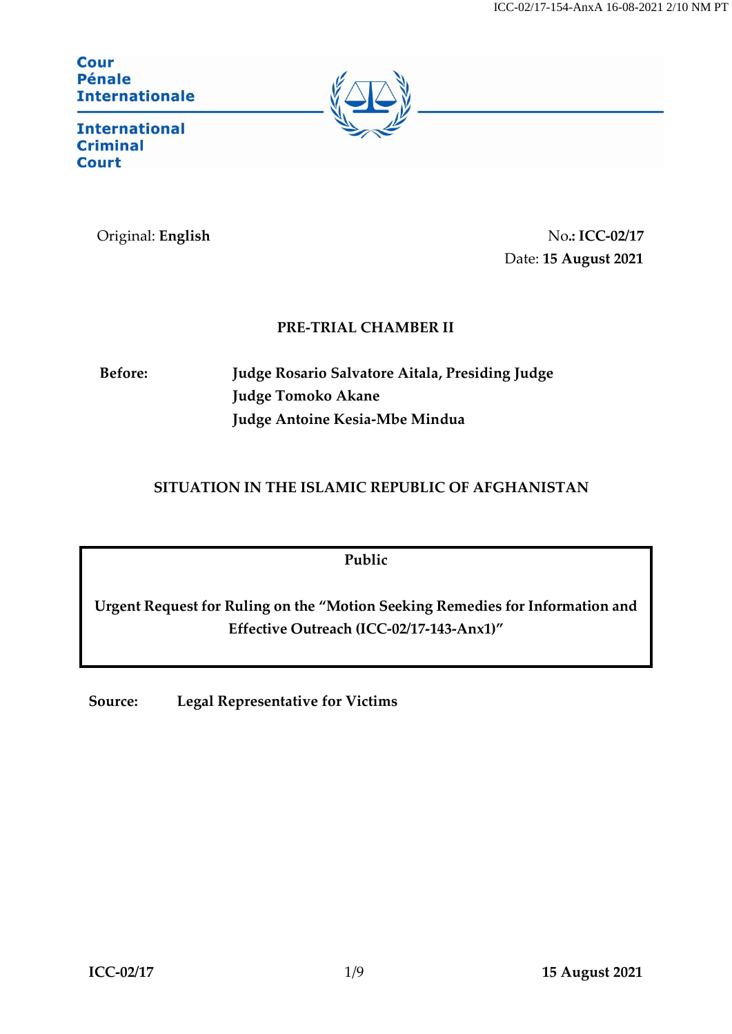Cour Pénale Internationale

International Criminal Court

Original: **English**

No.: **ICC-02/17**

Date: **15 August 2021**

**PRE-TRIAL CHAMBER II**

**Before:** **Judge Rosario Salvatore Aitala, Presiding Judge**
**Judge Tomoko Akane**
**Judge Antoine Kesia-Mbe Mindua**

**SITUATION IN THE ISLAMIC REPUBLIC OF AFGHANISTAN**

**Public**

**Urgent Request for Ruling on the "Motion Seeking Remedies for Information and Effective Outreach (ICC-02/17-143-Anx1)"**

**Source:** **Legal Representative for Victims**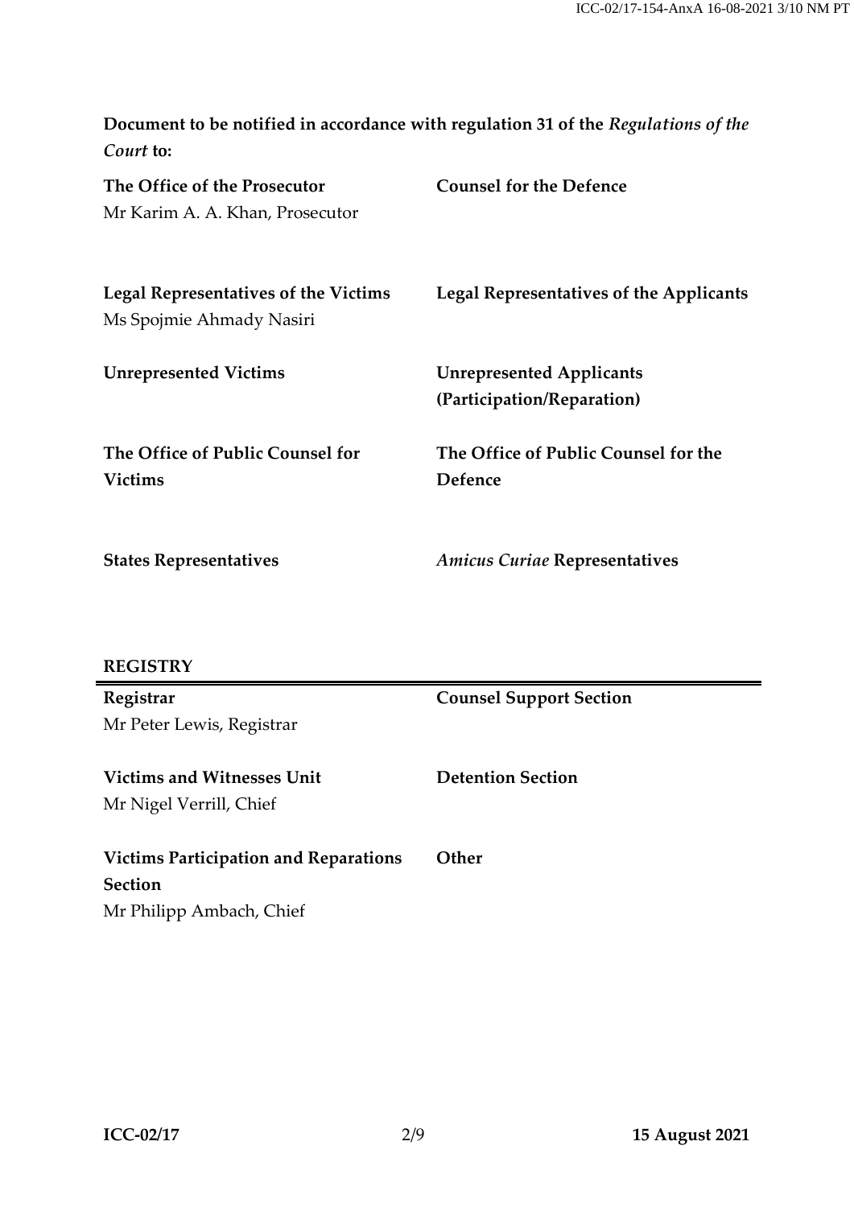**Document to be notified in accordance with regulation 31 of the *Regulations of the Court* to:**

| | |
|---|---|
| **The Office of the Prosecutor**<br>Mr Karim A. A. Khan, Prosecutor | **Counsel for the Defence** |
| **Legal Representatives of the Victims**<br>Ms Spojmie Ahmady Nasiri | **Legal Representatives of the Applicants** |
| **Unrepresented Victims** | **Unrepresented Applicants (Participation/Reparation)** |
| **The Office of Public Counsel for Victims** | **The Office of Public Counsel for the Defence** |
| **States Representatives** | ***Amicus Curiae* Representatives** |

**REGISTRY**

| | |
|---|---|
| **Registrar**<br>Mr Peter Lewis, Registrar | **Counsel Support Section** |
| **Victims and Witnesses Unit**<br>Mr Nigel Verrill, Chief | **Detention Section** |
| **Victims Participation and Reparations Section**<br>Mr Philipp Ambach, Chief | **Other** |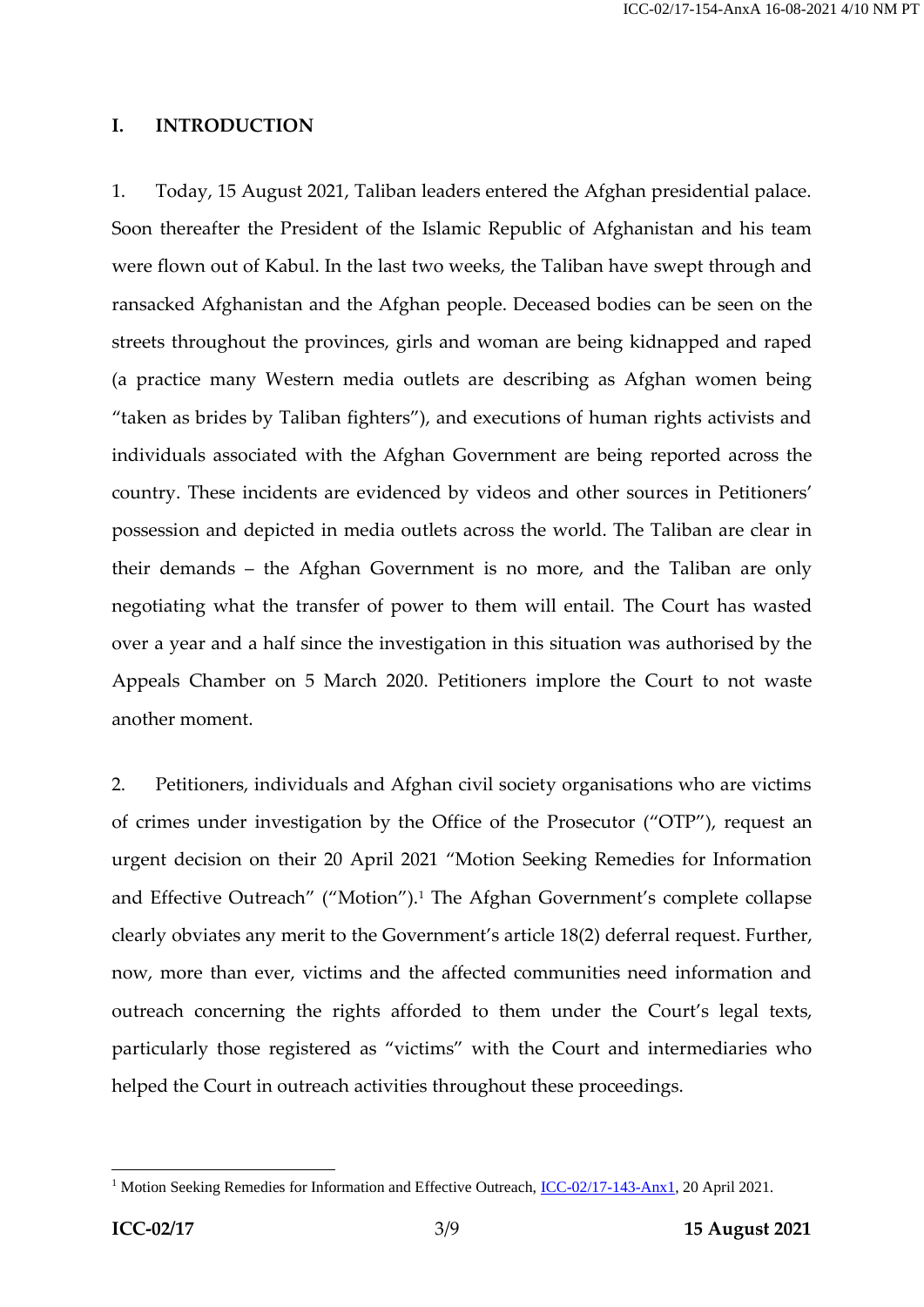## I. INTRODUCTION

1. Today, 15 August 2021, Taliban leaders entered the Afghan presidential palace. Soon thereafter the President of the Islamic Republic of Afghanistan and his team were flown out of Kabul. In the last two weeks, the Taliban have swept through and ransacked Afghanistan and the Afghan people. Deceased bodies can be seen on the streets throughout the provinces, girls and woman are being kidnapped and raped (a practice many Western media outlets are describing as Afghan women being "taken as brides by Taliban fighters"), and executions of human rights activists and individuals associated with the Afghan Government are being reported across the country. These incidents are evidenced by videos and other sources in Petitioners' possession and depicted in media outlets across the world. The Taliban are clear in their demands – the Afghan Government is no more, and the Taliban are only negotiating what the transfer of power to them will entail. The Court has wasted over a year and a half since the investigation in this situation was authorised by the Appeals Chamber on 5 March 2020. Petitioners implore the Court to not waste another moment.

2. Petitioners, individuals and Afghan civil society organisations who are victims of crimes under investigation by the Office of the Prosecutor ("OTP"), request an urgent decision on their 20 April 2021 "Motion Seeking Remedies for Information and Effective Outreach" ("Motion").[1] The Afghan Government's complete collapse clearly obviates any merit to the Government's article 18(2) deferral request. Further, now, more than ever, victims and the affected communities need information and outreach concerning the rights afforded to them under the Court's legal texts, particularly those registered as "victims" with the Court and intermediaries who helped the Court in outreach activities throughout these proceedings.

[1] Motion Seeking Remedies for Information and Effective Outreach, ICC-02/17-143-Anx1, 20 April 2021.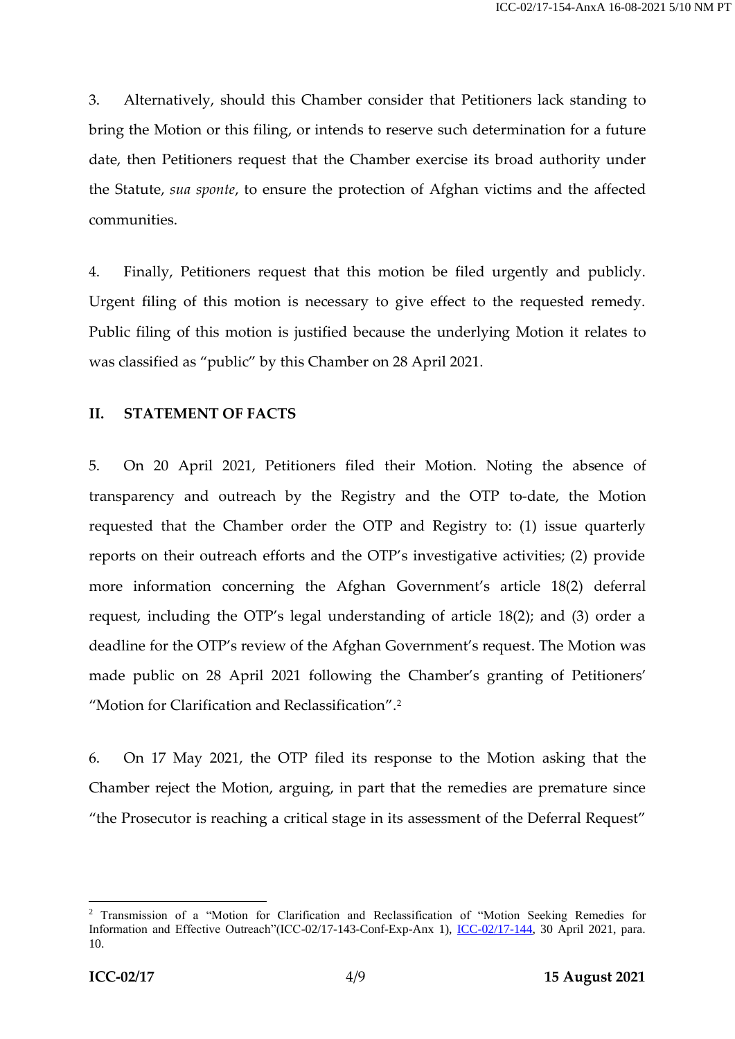3. Alternatively, should this Chamber consider that Petitioners lack standing to bring the Motion or this filing, or intends to reserve such determination for a future date, then Petitioners request that the Chamber exercise its broad authority under the Statute, *sua sponte*, to ensure the protection of Afghan victims and the affected communities.

4. Finally, Petitioners request that this motion be filed urgently and publicly. Urgent filing of this motion is necessary to give effect to the requested remedy. Public filing of this motion is justified because the underlying Motion it relates to was classified as "public" by this Chamber on 28 April 2021.

## II. STATEMENT OF FACTS

5. On 20 April 2021, Petitioners filed their Motion. Noting the absence of transparency and outreach by the Registry and the OTP to-date, the Motion requested that the Chamber order the OTP and Registry to: (1) issue quarterly reports on their outreach efforts and the OTP's investigative activities; (2) provide more information concerning the Afghan Government's article 18(2) deferral request, including the OTP's legal understanding of article 18(2); and (3) order a deadline for the OTP's review of the Afghan Government's request. The Motion was made public on 28 April 2021 following the Chamber's granting of Petitioners' "Motion for Clarification and Reclassification".[2]

6. On 17 May 2021, the OTP filed its response to the Motion asking that the Chamber reject the Motion, arguing, in part that the remedies are premature since "the Prosecutor is reaching a critical stage in its assessment of the Deferral Request"

---

[2] Transmission of a "Motion for Clarification and Reclassification of "Motion Seeking Remedies for Information and Effective Outreach"(ICC-02/17-143-Conf-Exp-Anx 1), ICC-02/17-144, 30 April 2021, para. 10.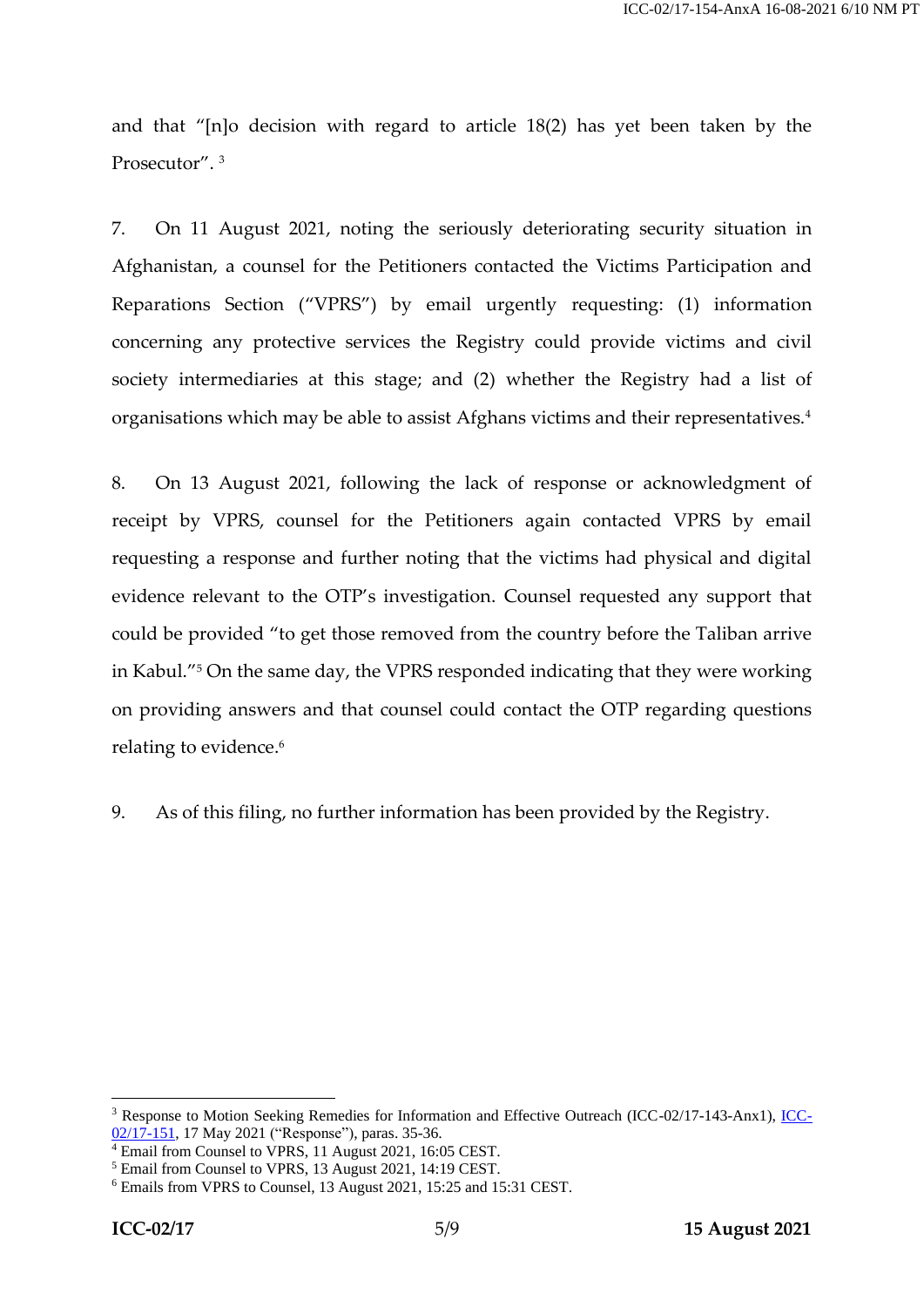and that "[n]o decision with regard to article 18(2) has yet been taken by the Prosecutor".[3]

7. On 11 August 2021, noting the seriously deteriorating security situation in Afghanistan, a counsel for the Petitioners contacted the Victims Participation and Reparations Section ("VPRS") by email urgently requesting: (1) information concerning any protective services the Registry could provide victims and civil society intermediaries at this stage; and (2) whether the Registry had a list of organisations which may be able to assist Afghans victims and their representatives.[4]

8. On 13 August 2021, following the lack of response or acknowledgment of receipt by VPRS, counsel for the Petitioners again contacted VPRS by email requesting a response and further noting that the victims had physical and digital evidence relevant to the OTP's investigation. Counsel requested any support that could be provided "to get those removed from the country before the Taliban arrive in Kabul."[5] On the same day, the VPRS responded indicating that they were working on providing answers and that counsel could contact the OTP regarding questions relating to evidence.[6]

9. As of this filing, no further information has been provided by the Registry.

---

[3] Response to Motion Seeking Remedies for Information and Effective Outreach (ICC-02/17-143-Anx1), ICC-02/17-151, 17 May 2021 ("Response"), paras. 35-36.

[4] Email from Counsel to VPRS, 11 August 2021, 16:05 CEST.

[5] Email from Counsel to VPRS, 13 August 2021, 14:19 CEST.

[6] Emails from VPRS to Counsel, 13 August 2021, 15:25 and 15:31 CEST.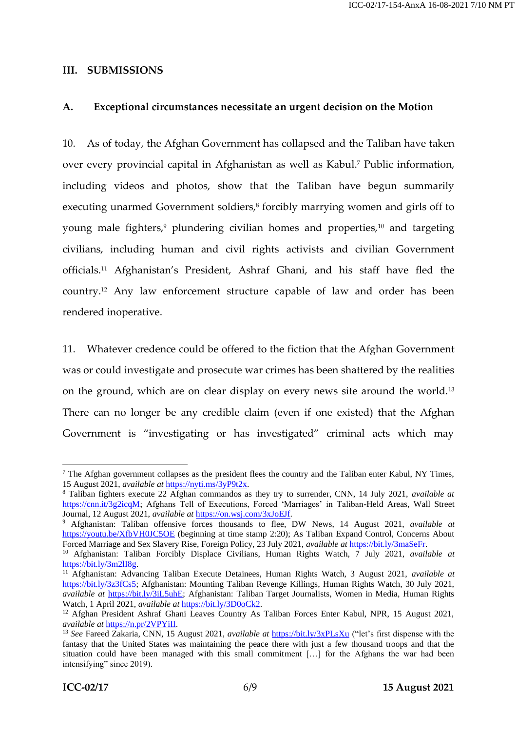## III. SUBMISSIONS

### A. Exceptional circumstances necessitate an urgent decision on the Motion

10. As of today, the Afghan Government has collapsed and the Taliban have taken over every provincial capital in Afghanistan as well as Kabul.[7] Public information, including videos and photos, show that the Taliban have begun summarily executing unarmed Government soldiers,[8] forcibly marrying women and girls off to young male fighters,[9] plundering civilian homes and properties,[10] and targeting civilians, including human and civil rights activists and civilian Government officials.[11] Afghanistan's President, Ashraf Ghani, and his staff have fled the country.[12] Any law enforcement structure capable of law and order has been rendered inoperative.

11. Whatever credence could be offered to the fiction that the Afghan Government was or could investigate and prosecute war crimes has been shattered by the realities on the ground, which are on clear display on every news site around the world.[13] There can no longer be any credible claim (even if one existed) that the Afghan Government is "investigating or has investigated" criminal acts which may

---

[7] The Afghan government collapses as the president flees the country and the Taliban enter Kabul, NY Times, 15 August 2021, *available at* https://nyti.ms/3yP9t2x.

[8] Taliban fighters execute 22 Afghan commandos as they try to surrender, CNN, 14 July 2021, *available at* https://cnn.it/3g2icqM; Afghans Tell of Executions, Forced 'Marriages' in Taliban-Held Areas, Wall Street Journal, 12 August 2021, *available at* https://on.wsj.com/3xJoEJf.

[9] Afghanistan: Taliban offensive forces thousands to flee, DW News, 14 August 2021, *available at* https://youtu.be/XfbVH0JC5OE (beginning at time stamp 2:20); As Taliban Expand Control, Concerns About Forced Marriage and Sex Slavery Rise, Foreign Policy, 23 July 2021, *available at* https://bit.ly/3maSeFr.

[10] Afghanistan: Taliban Forcibly Displace Civilians, Human Rights Watch, 7 July 2021, *available at* https://bit.ly/3m2lI8g.

[11] Afghanistan: Advancing Taliban Execute Detainees, Human Rights Watch, 3 August 2021, *available at* https://bit.ly/3z3fCs5; Afghanistan: Mounting Taliban Revenge Killings, Human Rights Watch, 30 July 2021, *available at* https://bit.ly/3iL5uhE; Afghanistan: Taliban Target Journalists, Women in Media, Human Rights Watch, 1 April 2021, *available at* https://bit.ly/3D0oCk2.

[12] Afghan President Ashraf Ghani Leaves Country As Taliban Forces Enter Kabul, NPR, 15 August 2021, *available at* https://n.pr/2VPYiII.

[13] *See* Fareed Zakaria, CNN, 15 August 2021, *available at* https://bit.ly/3xPLsXu ("let's first dispense with the fantasy that the United States was maintaining the peace there with just a few thousand troops and that the situation could have been managed with this small commitment […] for the Afghans the war had been intensifying" since 2019).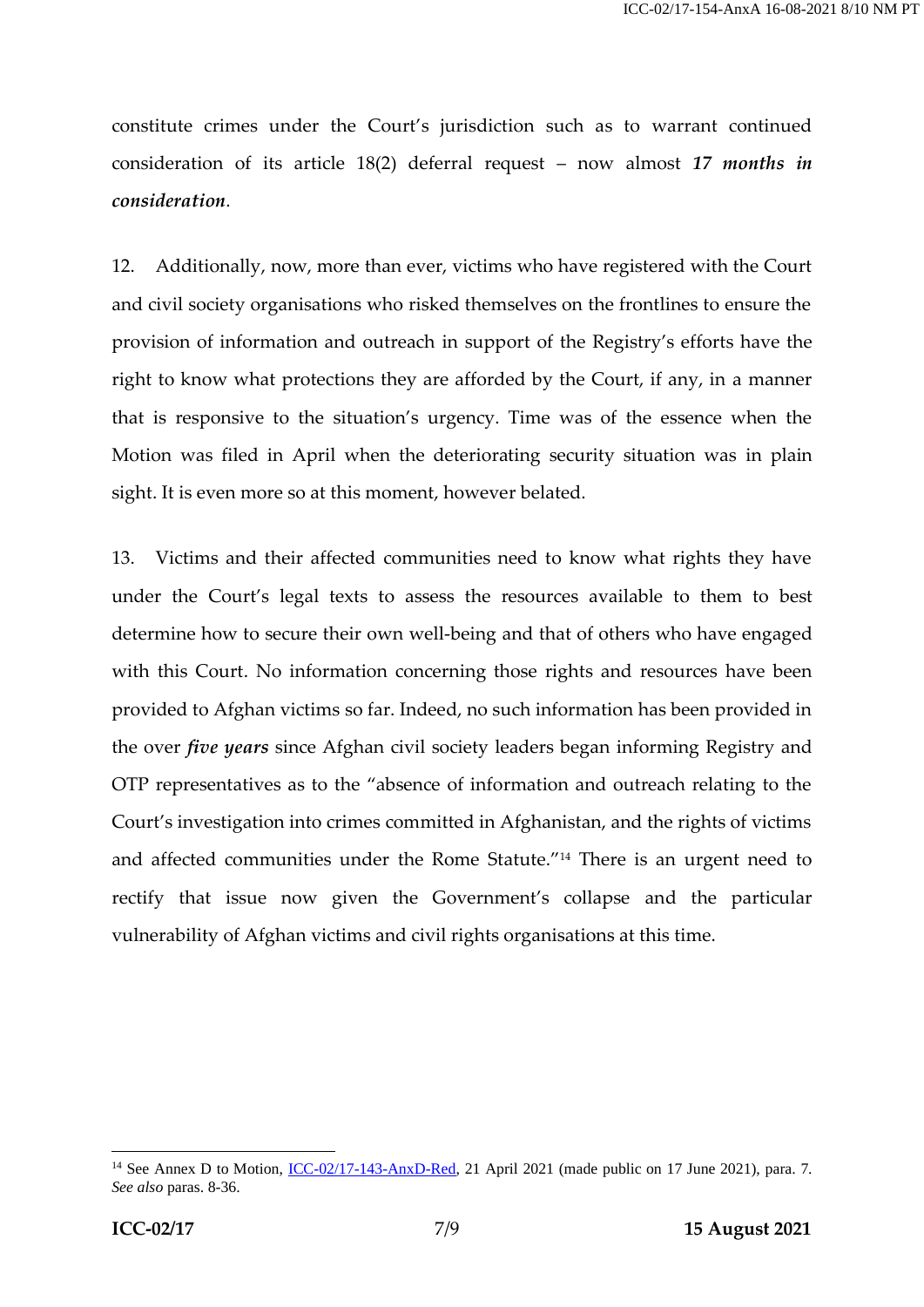constitute crimes under the Court's jurisdiction such as to warrant continued consideration of its article 18(2) deferral request – now almost ***17 months in consideration***.

12. Additionally, now, more than ever, victims who have registered with the Court and civil society organisations who risked themselves on the frontlines to ensure the provision of information and outreach in support of the Registry's efforts have the right to know what protections they are afforded by the Court, if any, in a manner that is responsive to the situation's urgency. Time was of the essence when the Motion was filed in April when the deteriorating security situation was in plain sight. It is even more so at this moment, however belated.

13. Victims and their affected communities need to know what rights they have under the Court's legal texts to assess the resources available to them to best determine how to secure their own well-being and that of others who have engaged with this Court. No information concerning those rights and resources have been provided to Afghan victims so far. Indeed, no such information has been provided in the over ***five years*** since Afghan civil society leaders began informing Registry and OTP representatives as to the "absence of information and outreach relating to the Court's investigation into crimes committed in Afghanistan, and the rights of victims and affected communities under the Rome Statute."[14] There is an urgent need to rectify that issue now given the Government's collapse and the particular vulnerability of Afghan victims and civil rights organisations at this time.

---

[14] See Annex D to Motion, ICC-02/17-143-AnxD-Red, 21 April 2021 (made public on 17 June 2021), para. 7. *See also* paras. 8-36.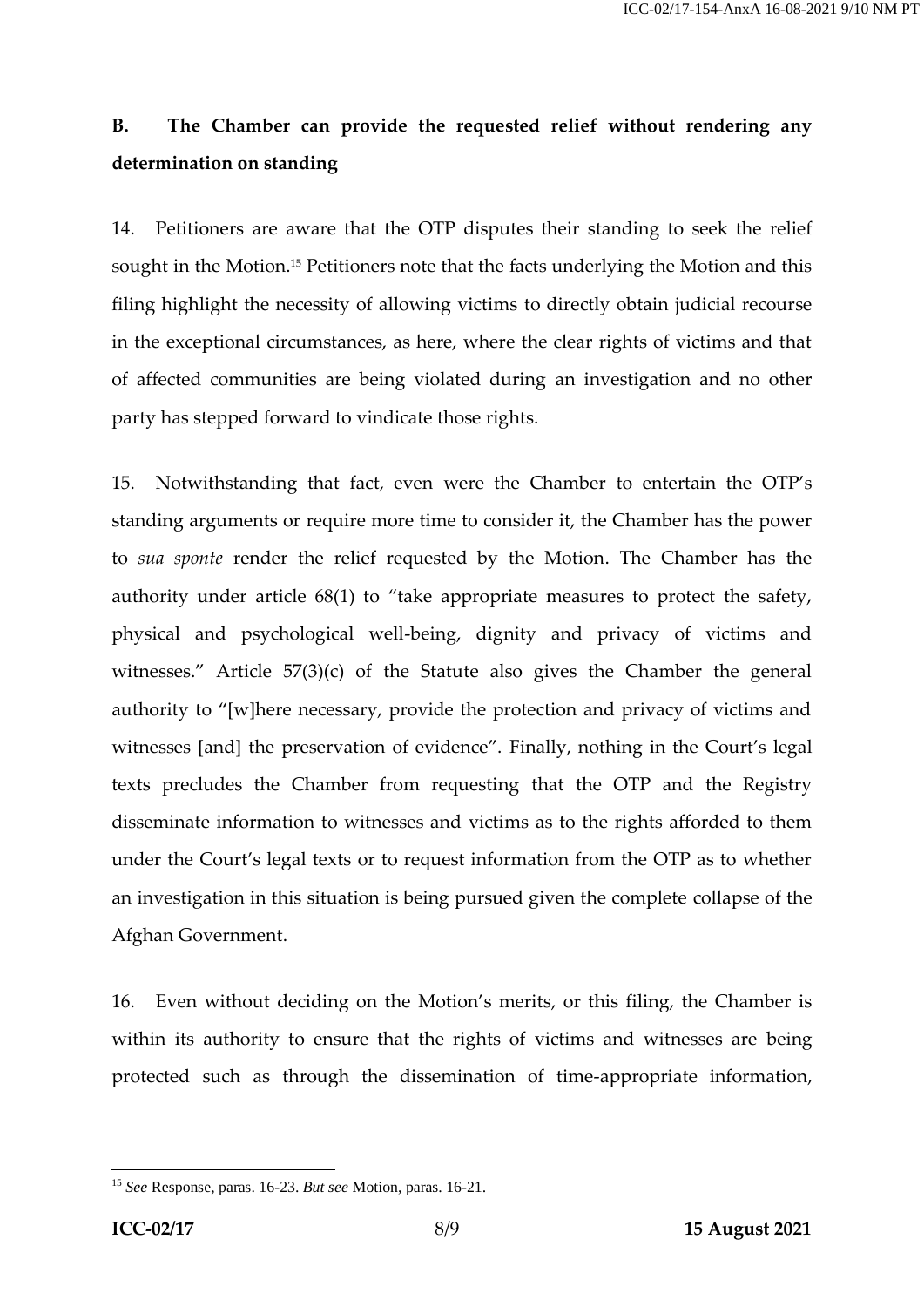## B. The Chamber can provide the requested relief without rendering any determination on standing

14. Petitioners are aware that the OTP disputes their standing to seek the relief sought in the Motion.[15] Petitioners note that the facts underlying the Motion and this filing highlight the necessity of allowing victims to directly obtain judicial recourse in the exceptional circumstances, as here, where the clear rights of victims and that of affected communities are being violated during an investigation and no other party has stepped forward to vindicate those rights.

15. Notwithstanding that fact, even were the Chamber to entertain the OTP's standing arguments or require more time to consider it, the Chamber has the power to *sua sponte* render the relief requested by the Motion. The Chamber has the authority under article 68(1) to "take appropriate measures to protect the safety, physical and psychological well-being, dignity and privacy of victims and witnesses." Article 57(3)(c) of the Statute also gives the Chamber the general authority to "[w]here necessary, provide the protection and privacy of victims and witnesses [and] the preservation of evidence". Finally, nothing in the Court's legal texts precludes the Chamber from requesting that the OTP and the Registry disseminate information to witnesses and victims as to the rights afforded to them under the Court's legal texts or to request information from the OTP as to whether an investigation in this situation is being pursued given the complete collapse of the Afghan Government.

16. Even without deciding on the Motion's merits, or this filing, the Chamber is within its authority to ensure that the rights of victims and witnesses are being protected such as through the dissemination of time-appropriate information,

---

[15] *See* Response, paras. 16-23. *But see* Motion, paras. 16-21.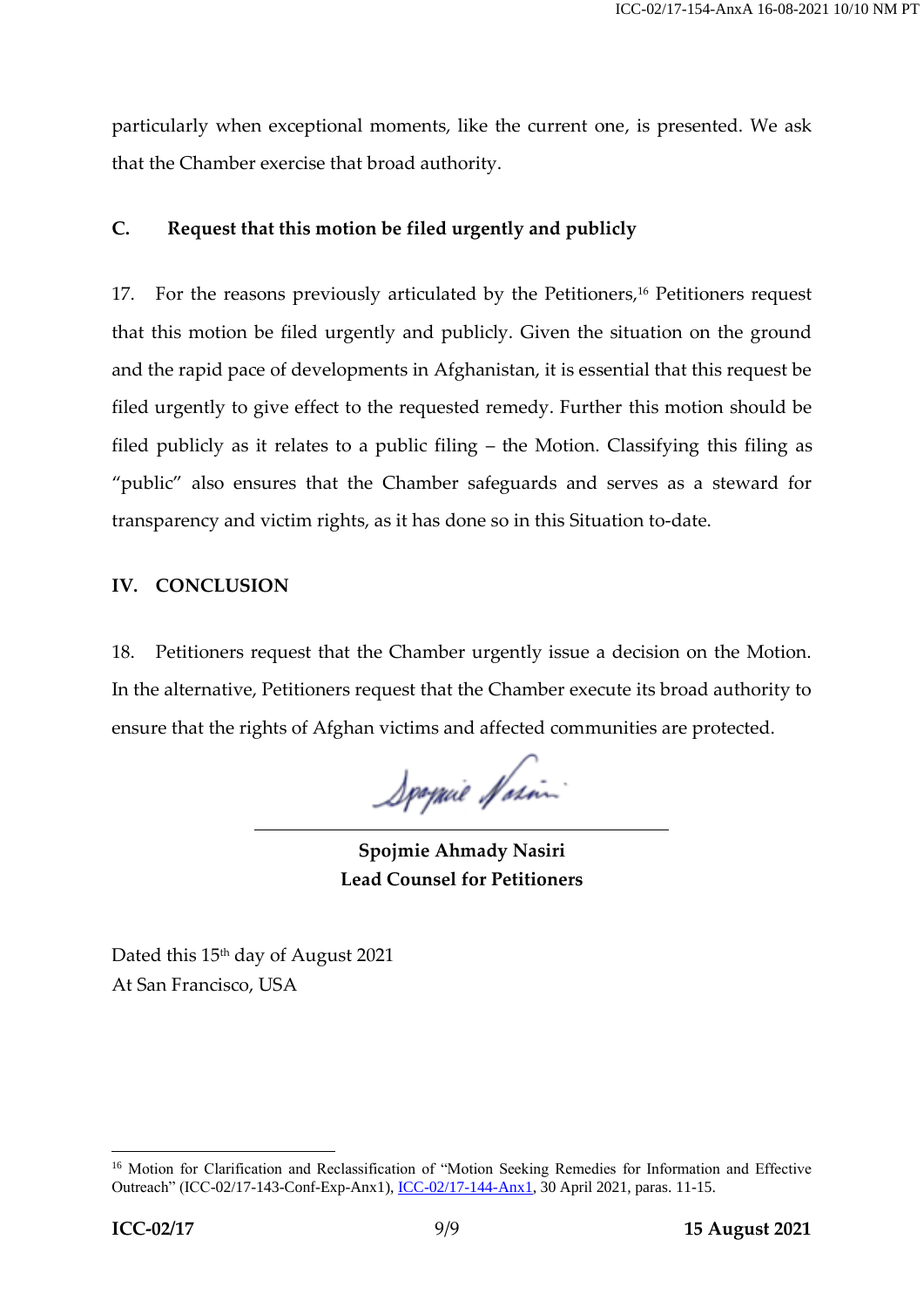particularly when exceptional moments, like the current one, is presented. We ask that the Chamber exercise that broad authority.

### C. Request that this motion be filed urgently and publicly

17. For the reasons previously articulated by the Petitioners,[16] Petitioners request that this motion be filed urgently and publicly. Given the situation on the ground and the rapid pace of developments in Afghanistan, it is essential that this request be filed urgently to give effect to the requested remedy. Further this motion should be filed publicly as it relates to a public filing – the Motion. Classifying this filing as "public" also ensures that the Chamber safeguards and serves as a steward for transparency and victim rights, as it has done so in this Situation to-date.

## IV. CONCLUSION

18. Petitioners request that the Chamber urgently issue a decision on the Motion. In the alternative, Petitioners request that the Chamber execute its broad authority to ensure that the rights of Afghan victims and affected communities are protected.

**Spojmie Ahmady Nasiri**
**Lead Counsel for Petitioners**

Dated this 15th day of August 2021
At San Francisco, USA

---

[16] Motion for Clarification and Reclassification of "Motion Seeking Remedies for Information and Effective Outreach" (ICC-02/17-143-Conf-Exp-Anx1), ICC-02/17-144-Anx1, 30 April 2021, paras. 11-15.